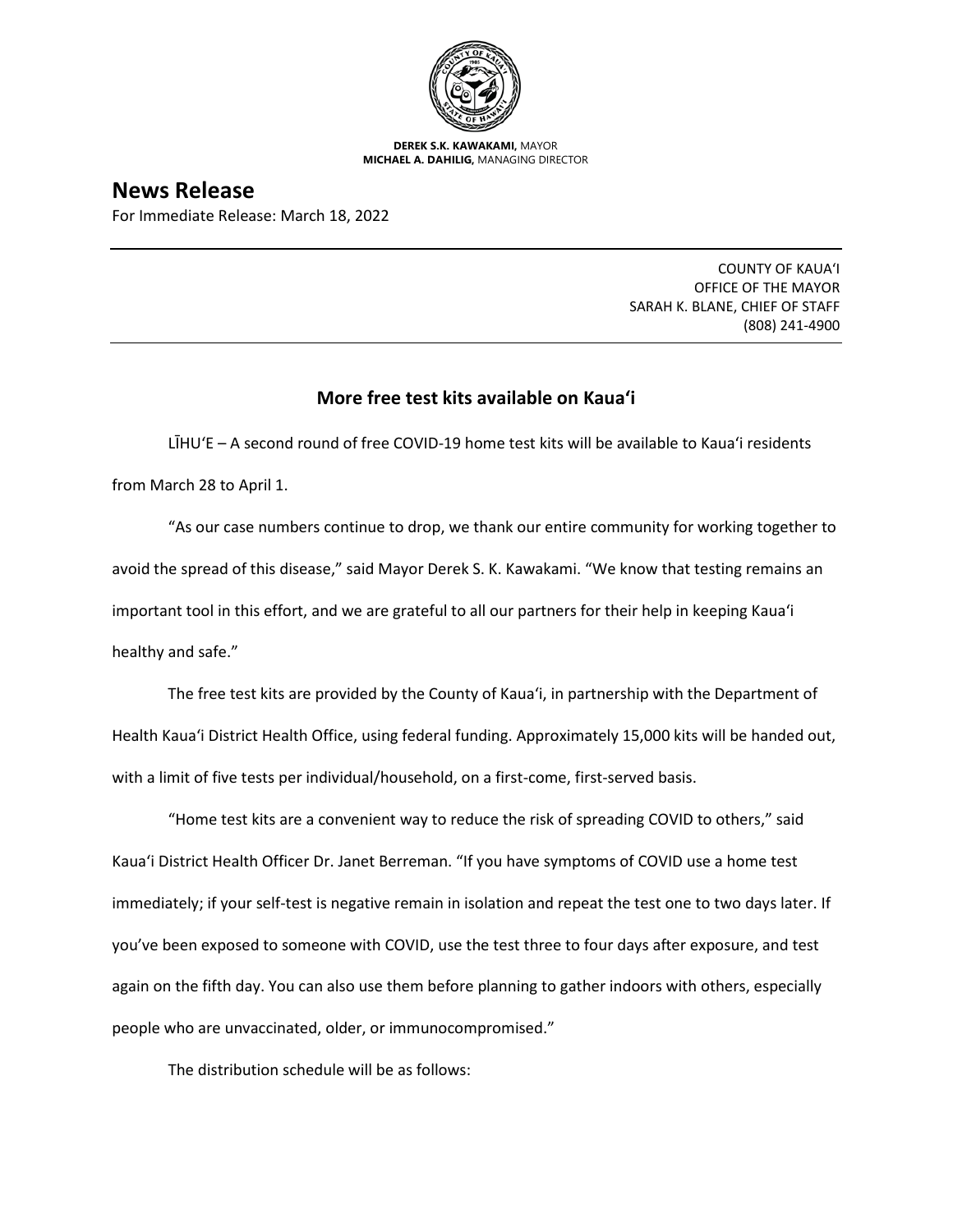**DEREK S.K. KAWAKAMI,** MAYOR
**MICHAEL A. DAHILIG,** MANAGING DIRECTOR

# News Release

For Immediate Release: March 18, 2022

COUNTY OF KAUAʻI
OFFICE OF THE MAYOR
SARAH K. BLANE, CHIEF OF STAFF
(808) 241-4900

## More free test kits available on Kauaʻi

LĪHUʻE – A second round of free COVID-19 home test kits will be available to Kauaʻi residents from March 28 to April 1.

"As our case numbers continue to drop, we thank our entire community for working together to avoid the spread of this disease," said Mayor Derek S. K. Kawakami. "We know that testing remains an important tool in this effort, and we are grateful to all our partners for their help in keeping Kauaʻi healthy and safe."

The free test kits are provided by the County of Kauaʻi, in partnership with the Department of Health Kauaʻi District Health Office, using federal funding. Approximately 15,000 kits will be handed out, with a limit of five tests per individual/household, on a first-come, first-served basis.

"Home test kits are a convenient way to reduce the risk of spreading COVID to others," said Kauaʻi District Health Officer Dr. Janet Berreman. "If you have symptoms of COVID use a home test immediately; if your self-test is negative remain in isolation and repeat the test one to two days later. If you've been exposed to someone with COVID, use the test three to four days after exposure, and test again on the fifth day. You can also use them before planning to gather indoors with others, especially people who are unvaccinated, older, or immunocompromised."

The distribution schedule will be as follows: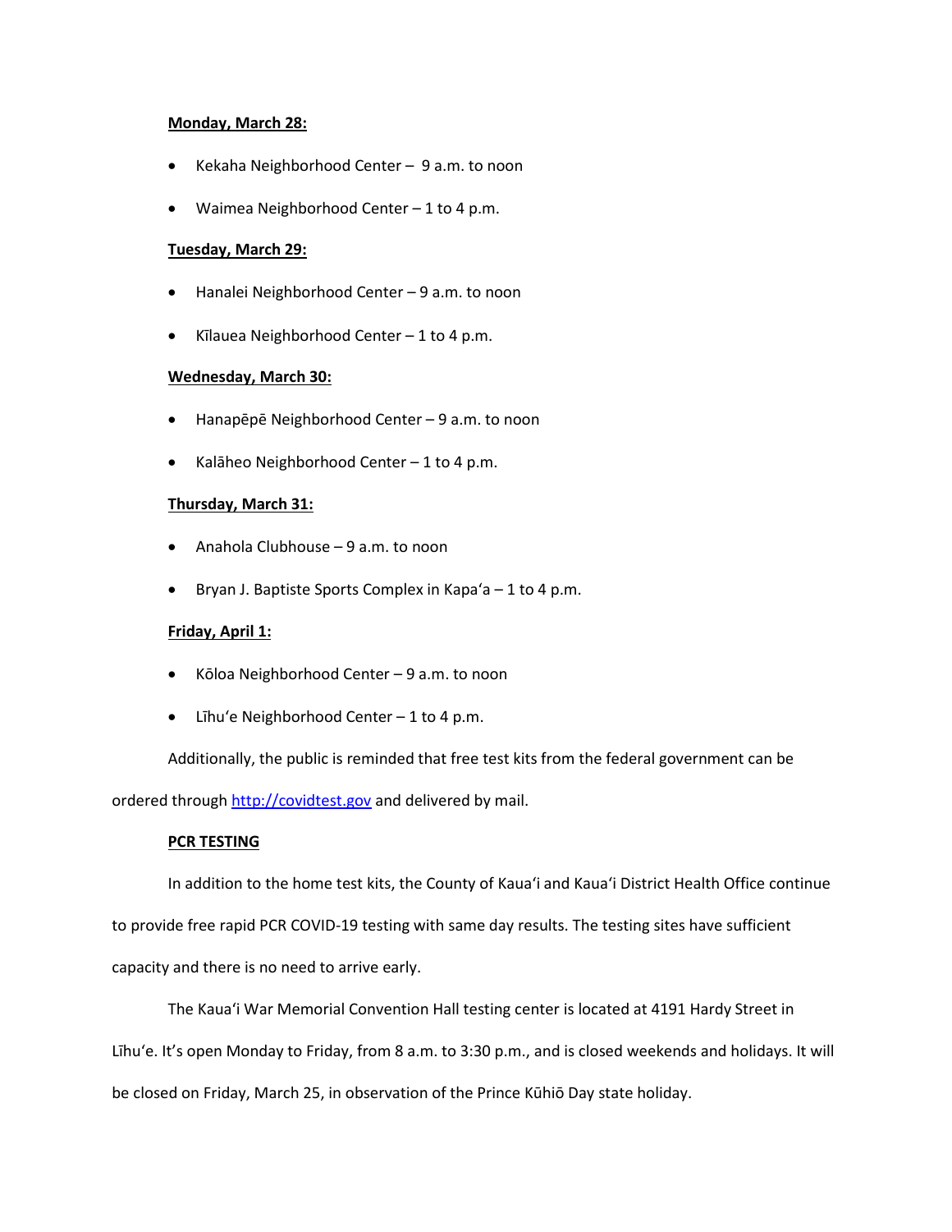**Monday, March 28:**

- Kekaha Neighborhood Center – 9 a.m. to noon
- Waimea Neighborhood Center – 1 to 4 p.m.

**Tuesday, March 29:**

- Hanalei Neighborhood Center – 9 a.m. to noon
- Kīlauea Neighborhood Center – 1 to 4 p.m.

**Wednesday, March 30:**

- Hanapēpē Neighborhood Center – 9 a.m. to noon
- Kalāheo Neighborhood Center – 1 to 4 p.m.

**Thursday, March 31:**

- Anahola Clubhouse – 9 a.m. to noon
- Bryan J. Baptiste Sports Complex in Kapaʻa – 1 to 4 p.m.

**Friday, April 1:**

- Kōloa Neighborhood Center – 9 a.m. to noon
- Līhuʻe Neighborhood Center – 1 to 4 p.m.

Additionally, the public is reminded that free test kits from the federal government can be ordered through [http://covidtest.gov](http://covidtest.gov) and delivered by mail.

**PCR TESTING**

In addition to the home test kits, the County of Kauaʻi and Kauaʻi District Health Office continue to provide free rapid PCR COVID-19 testing with same day results. The testing sites have sufficient capacity and there is no need to arrive early.

The Kauaʻi War Memorial Convention Hall testing center is located at 4191 Hardy Street in Līhuʻe. It's open Monday to Friday, from 8 a.m. to 3:30 p.m., and is closed weekends and holidays. It will be closed on Friday, March 25, in observation of the Prince Kūhiō Day state holiday.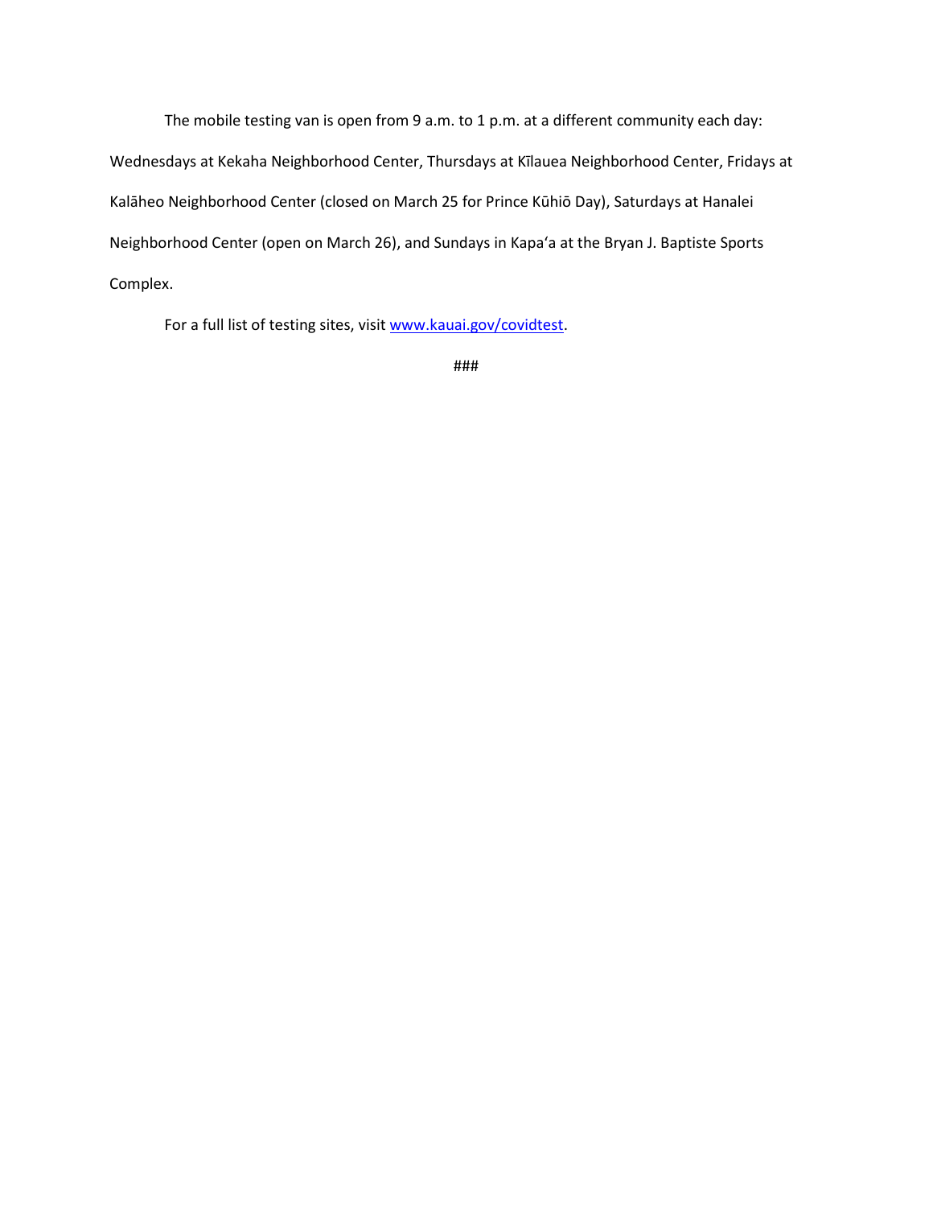The mobile testing van is open from 9 a.m. to 1 p.m. at a different community each day: Wednesdays at Kekaha Neighborhood Center, Thursdays at Kīlauea Neighborhood Center, Fridays at Kalāheo Neighborhood Center (closed on March 25 for Prince Kūhiō Day), Saturdays at Hanalei Neighborhood Center (open on March 26), and Sundays in Kapaʻa at the Bryan J. Baptiste Sports Complex.

For a full list of testing sites, visit [www.kauai.gov/covidtest](www.kauai.gov/covidtest).

###